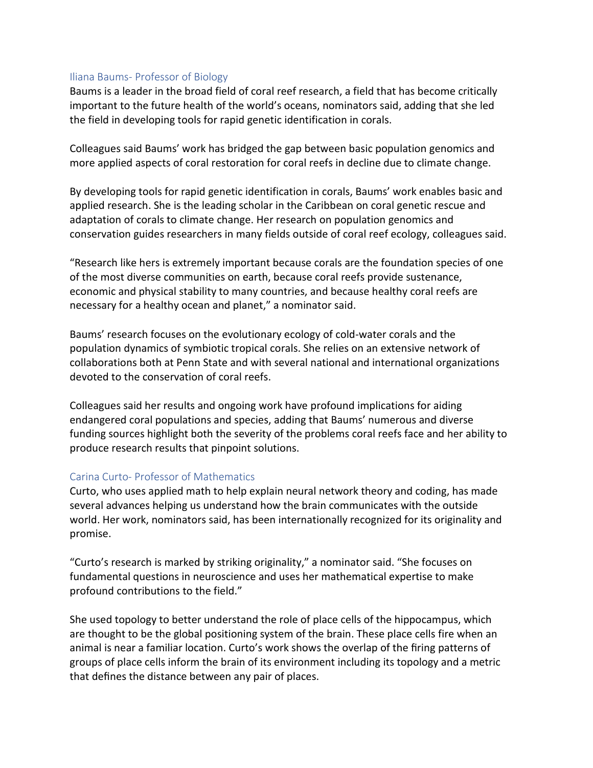## Iliana Baums- Professor of Biology

Baums is a leader in the broad field of coral reef research, a field that has become critically important to the future health of the world's oceans, nominators said, adding that she led the field in developing tools for rapid genetic identification in corals.

Colleagues said Baums' work has bridged the gap between basic population genomics and more applied aspects of coral restoration for coral reefs in decline due to climate change.

By developing tools for rapid genetic identification in corals, Baums' work enables basic and applied research. She is the leading scholar in the Caribbean on coral genetic rescue and adaptation of corals to climate change. Her research on population genomics and conservation guides researchers in many fields outside of coral reef ecology, colleagues said.

"Research like hers is extremely important because corals are the foundation species of one of the most diverse communities on earth, because coral reefs provide sustenance, economic and physical stability to many countries, and because healthy coral reefs are necessary for a healthy ocean and planet," a nominator said.

Baums' research focuses on the evolutionary ecology of cold-water corals and the population dynamics of symbiotic tropical corals. She relies on an extensive network of collaborations both at Penn State and with several national and international organizations devoted to the conservation of coral reefs.

Colleagues said her results and ongoing work have profound implications for aiding endangered coral populations and species, adding that Baums' numerous and diverse funding sources highlight both the severity of the problems coral reefs face and her ability to produce research results that pinpoint solutions.

## Carina Curto- Professor of Mathematics

Curto, who uses applied math to help explain neural network theory and coding, has made several advances helping us understand how the brain communicates with the outside world. Her work, nominators said, has been internationally recognized for its originality and promise.

"Curto's research is marked by striking originality," a nominator said. "She focuses on fundamental questions in neuroscience and uses her mathematical expertise to make profound contributions to the field."

She used topology to better understand the role of place cells of the hippocampus, which are thought to be the global positioning system of the brain. These place cells fire when an animal is near a familiar location. Curto's work shows the overlap of the firing patterns of groups of place cells inform the brain of its environment including its topology and a metric that defines the distance between any pair of places.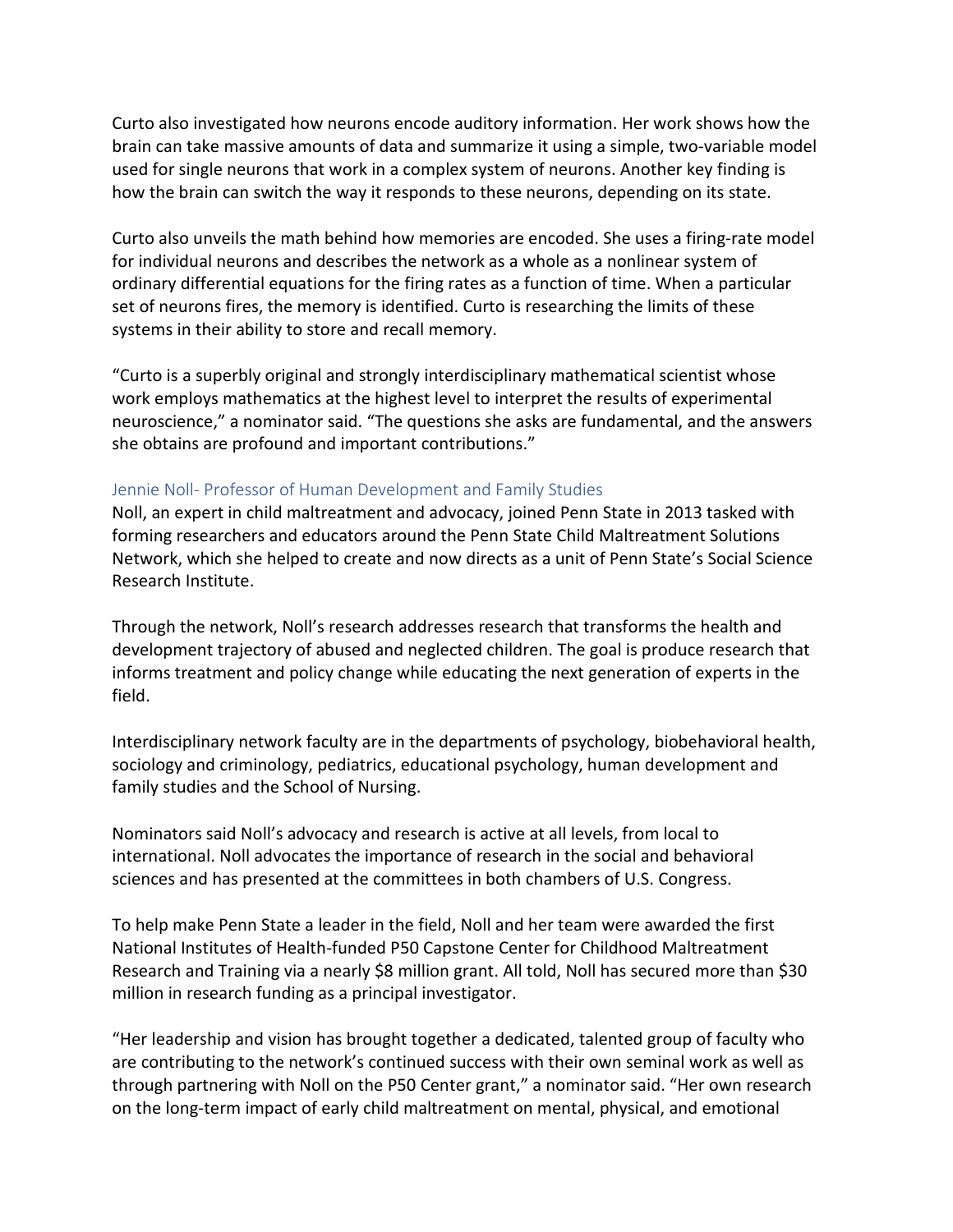Curto also investigated how neurons encode auditory information. Her work shows how the brain can take massive amounts of data and summarize it using a simple, two-variable model used for single neurons that work in a complex system of neurons. Another key finding is how the brain can switch the way it responds to these neurons, depending on its state.

Curto also unveils the math behind how memories are encoded. She uses a firing-rate model for individual neurons and describes the network as a whole as a nonlinear system of ordinary differential equations for the firing rates as a function of time. When a particular set of neurons fires, the memory is identified. Curto is researching the limits of these systems in their ability to store and recall memory.

"Curto is a superbly original and strongly interdisciplinary mathematical scientist whose work employs mathematics at the highest level to interpret the results of experimental neuroscience," a nominator said. "The questions she asks are fundamental, and the answers she obtains are profound and important contributions."

### Jennie Noll- Professor of Human Development and Family Studies

Noll, an expert in child maltreatment and advocacy, joined Penn State in 2013 tasked with forming researchers and educators around the Penn State Child Maltreatment Solutions Network, which she helped to create and now directs as a unit of Penn State's Social Science Research Institute.

Through the network, Noll's research addresses research that transforms the health and development trajectory of abused and neglected children. The goal is produce research that informs treatment and policy change while educating the next generation of experts in the field.

Interdisciplinary network faculty are in the departments of psychology, biobehavioral health, sociology and criminology, pediatrics, educational psychology, human development and family studies and the School of Nursing.

Nominators said Noll's advocacy and research is active at all levels, from local to international. Noll advocates the importance of research in the social and behavioral sciences and has presented at the committees in both chambers of U.S. Congress.

To help make Penn State a leader in the field, Noll and her team were awarded the first National Institutes of Health-funded P50 Capstone Center for Childhood Maltreatment Research and Training via a nearly $8 million grant. All told, Noll has secured more than $30 million in research funding as a principal investigator.

"Her leadership and vision has brought together a dedicated, talented group of faculty who are contributing to the network's continued success with their own seminal work as well as through partnering with Noll on the P50 Center grant," a nominator said. "Her own research on the long-term impact of early child maltreatment on mental, physical, and emotional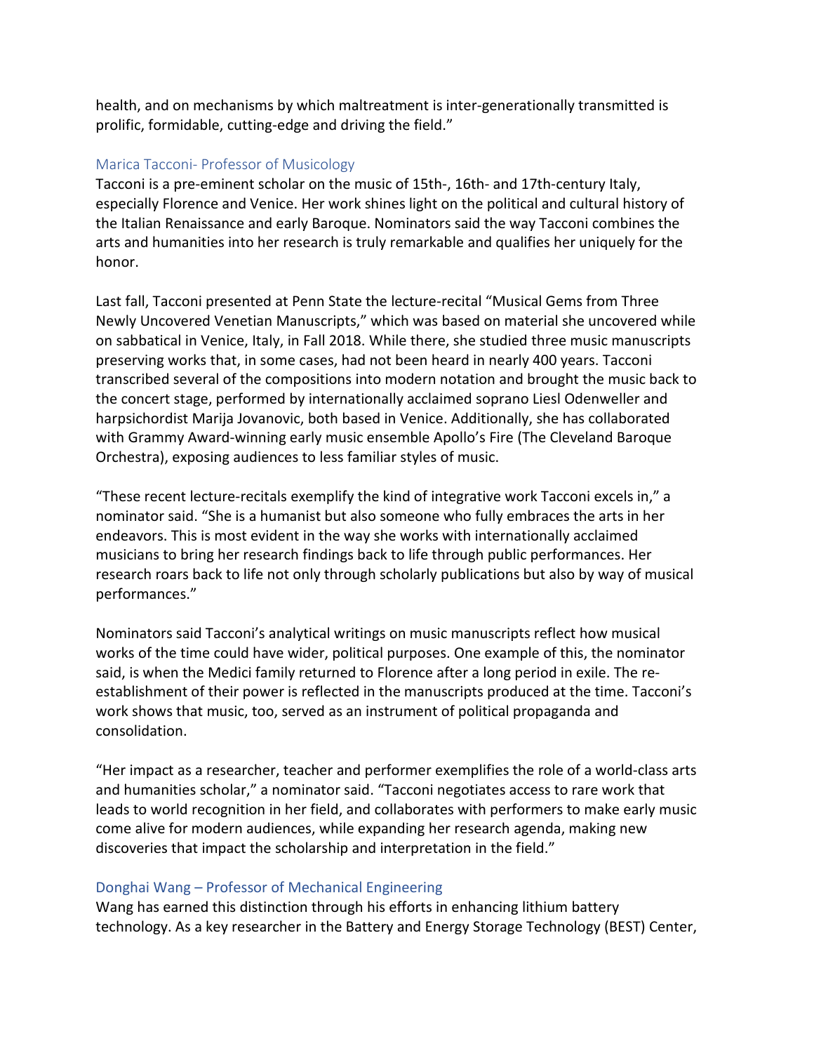health, and on mechanisms by which maltreatment is inter-generationally transmitted is prolific, formidable, cutting-edge and driving the field."

### Marica Tacconi- Professor of Musicology

Tacconi is a pre-eminent scholar on the music of 15th-, 16th- and 17th-century Italy, especially Florence and Venice. Her work shines light on the political and cultural history of the Italian Renaissance and early Baroque. Nominators said the way Tacconi combines the arts and humanities into her research is truly remarkable and qualifies her uniquely for the honor.

Last fall, Tacconi presented at Penn State the lecture-recital "Musical Gems from Three Newly Uncovered Venetian Manuscripts," which was based on material she uncovered while on sabbatical in Venice, Italy, in Fall 2018. While there, she studied three music manuscripts preserving works that, in some cases, had not been heard in nearly 400 years. Tacconi transcribed several of the compositions into modern notation and brought the music back to the concert stage, performed by internationally acclaimed soprano Liesl Odenweller and harpsichordist Marija Jovanovic, both based in Venice. Additionally, she has collaborated with Grammy Award-winning early music ensemble Apollo's Fire (The Cleveland Baroque Orchestra), exposing audiences to less familiar styles of music.

"These recent lecture-recitals exemplify the kind of integrative work Tacconi excels in," a nominator said. "She is a humanist but also someone who fully embraces the arts in her endeavors. This is most evident in the way she works with internationally acclaimed musicians to bring her research findings back to life through public performances. Her research roars back to life not only through scholarly publications but also by way of musical performances."

Nominators said Tacconi's analytical writings on music manuscripts reflect how musical works of the time could have wider, political purposes. One example of this, the nominator said, is when the Medici family returned to Florence after a long period in exile. The re-establishment of their power is reflected in the manuscripts produced at the time. Tacconi's work shows that music, too, served as an instrument of political propaganda and consolidation.

"Her impact as a researcher, teacher and performer exemplifies the role of a world-class arts and humanities scholar," a nominator said. "Tacconi negotiates access to rare work that leads to world recognition in her field, and collaborates with performers to make early music come alive for modern audiences, while expanding her research agenda, making new discoveries that impact the scholarship and interpretation in the field."

### Donghai Wang – Professor of Mechanical Engineering

Wang has earned this distinction through his efforts in enhancing lithium battery technology. As a key researcher in the Battery and Energy Storage Technology (BEST) Center,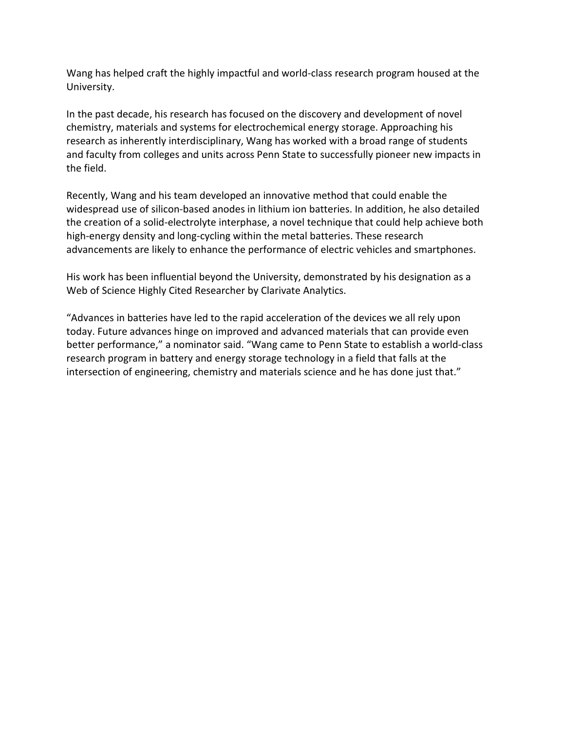Wang has helped craft the highly impactful and world-class research program housed at the University.

In the past decade, his research has focused on the discovery and development of novel chemistry, materials and systems for electrochemical energy storage. Approaching his research as inherently interdisciplinary, Wang has worked with a broad range of students and faculty from colleges and units across Penn State to successfully pioneer new impacts in the field.

Recently, Wang and his team developed an innovative method that could enable the widespread use of silicon-based anodes in lithium ion batteries. In addition, he also detailed the creation of a solid-electrolyte interphase, a novel technique that could help achieve both high-energy density and long-cycling within the metal batteries. These research advancements are likely to enhance the performance of electric vehicles and smartphones.

His work has been influential beyond the University, demonstrated by his designation as a Web of Science Highly Cited Researcher by Clarivate Analytics.

"Advances in batteries have led to the rapid acceleration of the devices we all rely upon today. Future advances hinge on improved and advanced materials that can provide even better performance," a nominator said. "Wang came to Penn State to establish a world-class research program in battery and energy storage technology in a field that falls at the intersection of engineering, chemistry and materials science and he has done just that."